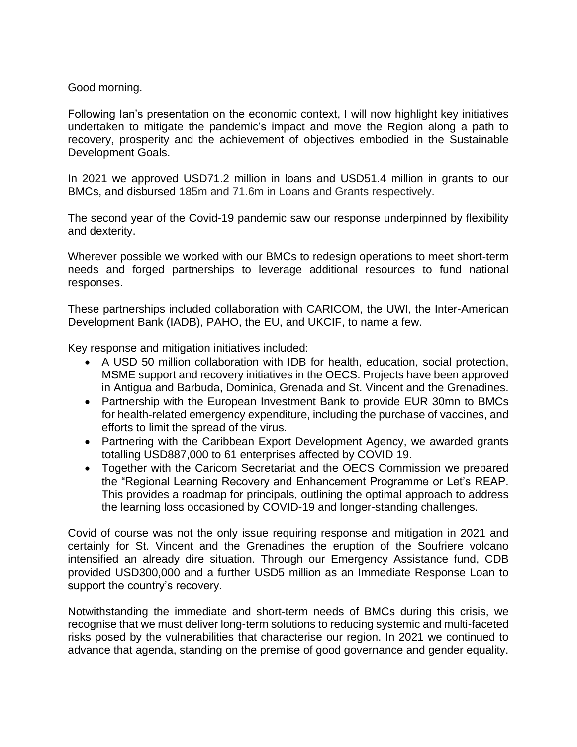Good morning.

Following Ian's presentation on the economic context, I will now highlight key initiatives undertaken to mitigate the pandemic's impact and move the Region along a path to recovery, prosperity and the achievement of objectives embodied in the Sustainable Development Goals.

In 2021 we approved USD71.2 million in loans and USD51.4 million in grants to our BMCs, and disbursed 185m and 71.6m in Loans and Grants respectively.

The second year of the Covid-19 pandemic saw our response underpinned by flexibility and dexterity.

Wherever possible we worked with our BMCs to redesign operations to meet short-term needs and forged partnerships to leverage additional resources to fund national responses.

These partnerships included collaboration with CARICOM, the UWI, the Inter-American Development Bank (IADB), PAHO, the EU, and UKCIF, to name a few.

Key response and mitigation initiatives included:

- A USD 50 million collaboration with IDB for health, education, social protection, MSME support and recovery initiatives in the OECS. Projects have been approved in Antigua and Barbuda, Dominica, Grenada and St. Vincent and the Grenadines.
- Partnership with the European Investment Bank to provide EUR 30mn to BMCs for health-related emergency expenditure, including the purchase of vaccines, and efforts to limit the spread of the virus.
- Partnering with the Caribbean Export Development Agency, we awarded grants totalling USD887,000 to 61 enterprises affected by COVID 19.
- Together with the Caricom Secretariat and the OECS Commission we prepared the "Regional Learning Recovery and Enhancement Programme or Let's REAP. This provides a roadmap for principals, outlining the optimal approach to address the learning loss occasioned by COVID-19 and longer-standing challenges.

Covid of course was not the only issue requiring response and mitigation in 2021 and certainly for St. Vincent and the Grenadines the eruption of the Soufriere volcano intensified an already dire situation. Through our Emergency Assistance fund, CDB provided USD300,000 and a further USD5 million as an Immediate Response Loan to support the country's recovery.

Notwithstanding the immediate and short-term needs of BMCs during this crisis, we recognise that we must deliver long-term solutions to reducing systemic and multi-faceted risks posed by the vulnerabilities that characterise our region. In 2021 we continued to advance that agenda, standing on the premise of good governance and gender equality.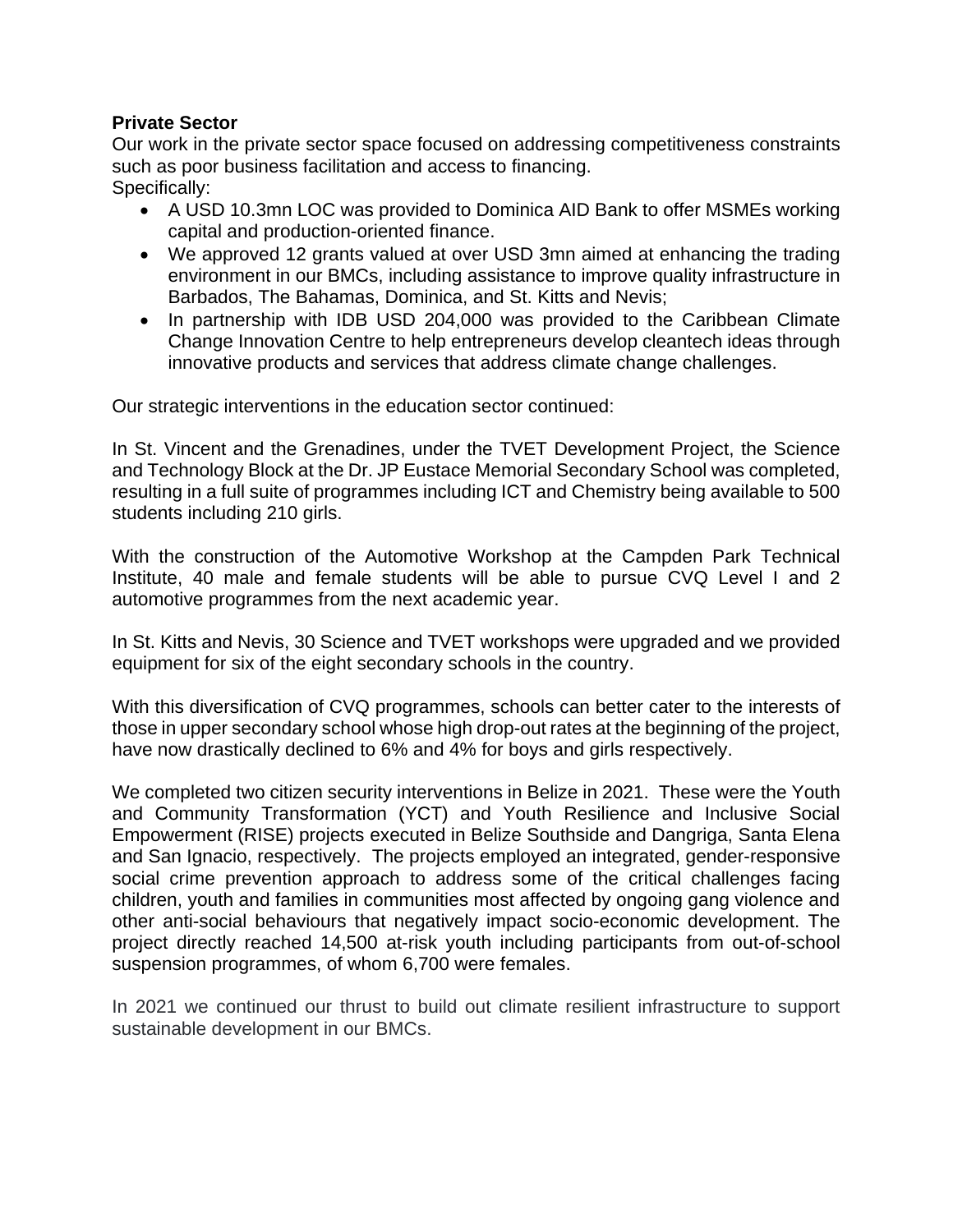**Private Sector**

Our work in the private sector space focused on addressing competitiveness constraints such as poor business facilitation and access to financing.
Specifically:

- A USD 10.3mn LOC was provided to Dominica AID Bank to offer MSMEs working capital and production-oriented finance.
- We approved 12 grants valued at over USD 3mn aimed at enhancing the trading environment in our BMCs, including assistance to improve quality infrastructure in Barbados, The Bahamas, Dominica, and St. Kitts and Nevis;
- In partnership with IDB USD 204,000 was provided to the Caribbean Climate Change Innovation Centre to help entrepreneurs develop cleantech ideas through innovative products and services that address climate change challenges.

Our strategic interventions in the education sector continued:

In St. Vincent and the Grenadines, under the TVET Development Project, the Science and Technology Block at the Dr. JP Eustace Memorial Secondary School was completed, resulting in a full suite of programmes including ICT and Chemistry being available to 500 students including 210 girls.

With the construction of the Automotive Workshop at the Campden Park Technical Institute, 40 male and female students will be able to pursue CVQ Level I and 2 automotive programmes from the next academic year.

In St. Kitts and Nevis, 30 Science and TVET workshops were upgraded and we provided equipment for six of the eight secondary schools in the country.

With this diversification of CVQ programmes, schools can better cater to the interests of those in upper secondary school whose high drop-out rates at the beginning of the project, have now drastically declined to 6% and 4% for boys and girls respectively.

We completed two citizen security interventions in Belize in 2021. These were the Youth and Community Transformation (YCT) and Youth Resilience and Inclusive Social Empowerment (RISE) projects executed in Belize Southside and Dangriga, Santa Elena and San Ignacio, respectively. The projects employed an integrated, gender-responsive social crime prevention approach to address some of the critical challenges facing children, youth and families in communities most affected by ongoing gang violence and other anti-social behaviours that negatively impact socio-economic development. The project directly reached 14,500 at-risk youth including participants from out-of-school suspension programmes, of whom 6,700 were females.

In 2021 we continued our thrust to build out climate resilient infrastructure to support sustainable development in our BMCs.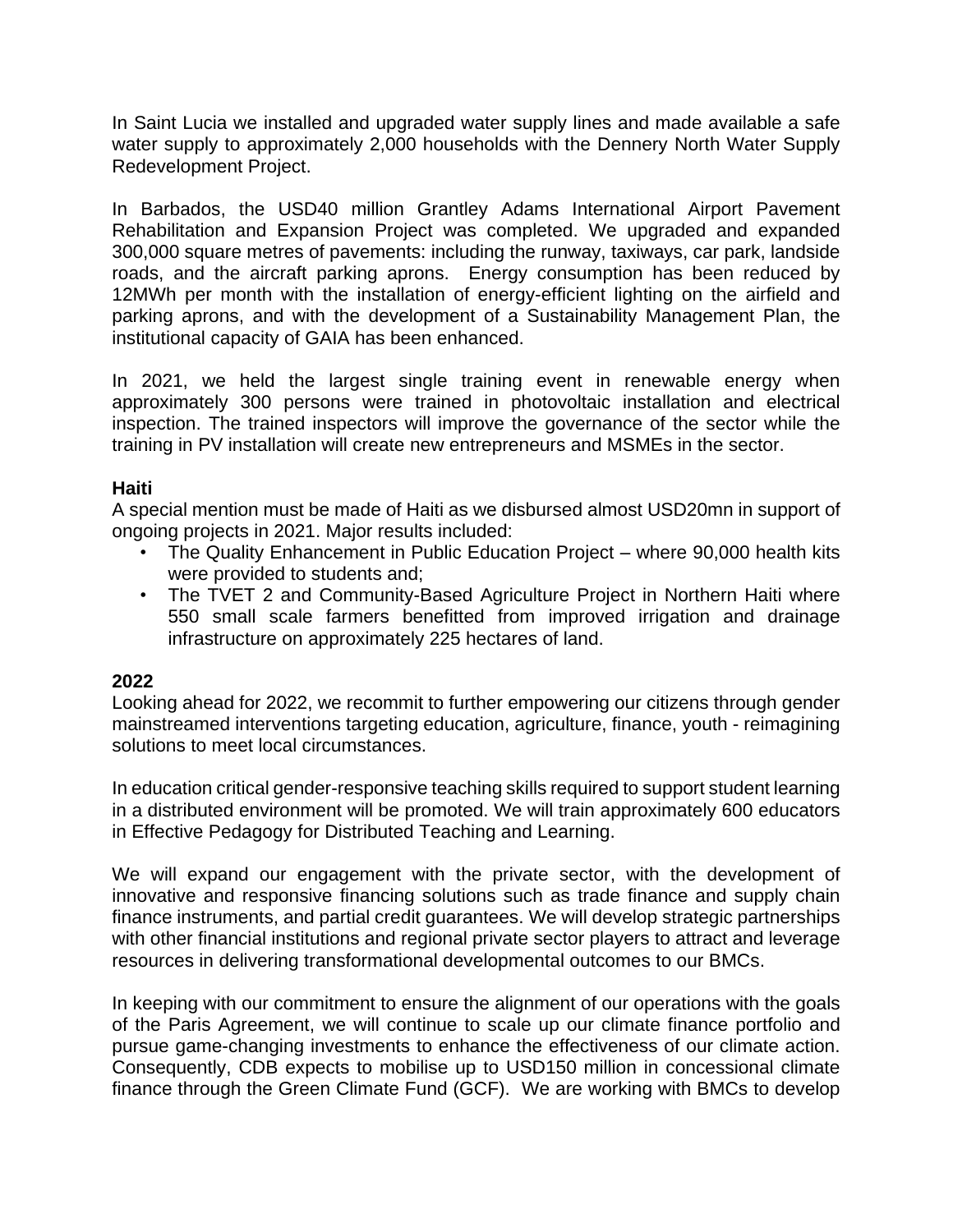In Saint Lucia we installed and upgraded water supply lines and made available a safe water supply to approximately 2,000 households with the Dennery North Water Supply Redevelopment Project.

In Barbados, the USD40 million Grantley Adams International Airport Pavement Rehabilitation and Expansion Project was completed. We upgraded and expanded 300,000 square metres of pavements: including the runway, taxiways, car park, landside roads, and the aircraft parking aprons. Energy consumption has been reduced by 12MWh per month with the installation of energy-efficient lighting on the airfield and parking aprons, and with the development of a Sustainability Management Plan, the institutional capacity of GAIA has been enhanced.

In 2021, we held the largest single training event in renewable energy when approximately 300 persons were trained in photovoltaic installation and electrical inspection. The trained inspectors will improve the governance of the sector while the training in PV installation will create new entrepreneurs and MSMEs in the sector.

**Haiti**

A special mention must be made of Haiti as we disbursed almost USD20mn in support of ongoing projects in 2021. Major results included:

- The Quality Enhancement in Public Education Project – where 90,000 health kits were provided to students and;
- The TVET 2 and Community-Based Agriculture Project in Northern Haiti where 550 small scale farmers benefitted from improved irrigation and drainage infrastructure on approximately 225 hectares of land.

**2022**

Looking ahead for 2022, we recommit to further empowering our citizens through gender mainstreamed interventions targeting education, agriculture, finance, youth - reimagining solutions to meet local circumstances.

In education critical gender-responsive teaching skills required to support student learning in a distributed environment will be promoted. We will train approximately 600 educators in Effective Pedagogy for Distributed Teaching and Learning.

We will expand our engagement with the private sector, with the development of innovative and responsive financing solutions such as trade finance and supply chain finance instruments, and partial credit guarantees. We will develop strategic partnerships with other financial institutions and regional private sector players to attract and leverage resources in delivering transformational developmental outcomes to our BMCs.

In keeping with our commitment to ensure the alignment of our operations with the goals of the Paris Agreement, we will continue to scale up our climate finance portfolio and pursue game-changing investments to enhance the effectiveness of our climate action. Consequently, CDB expects to mobilise up to USD150 million in concessional climate finance through the Green Climate Fund (GCF). We are working with BMCs to develop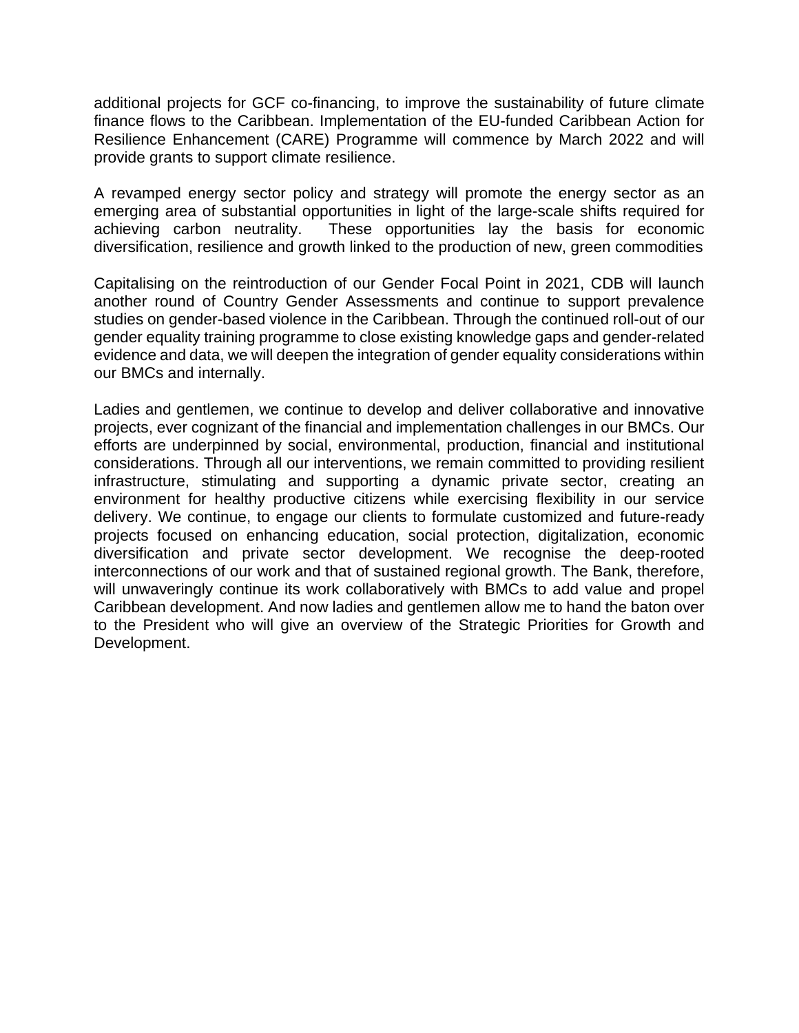additional projects for GCF co-financing, to improve the sustainability of future climate finance flows to the Caribbean. Implementation of the EU-funded Caribbean Action for Resilience Enhancement (CARE) Programme will commence by March 2022 and will provide grants to support climate resilience.

A revamped energy sector policy and strategy will promote the energy sector as an emerging area of substantial opportunities in light of the large-scale shifts required for achieving carbon neutrality. These opportunities lay the basis for economic diversification, resilience and growth linked to the production of new, green commodities

Capitalising on the reintroduction of our Gender Focal Point in 2021, CDB will launch another round of Country Gender Assessments and continue to support prevalence studies on gender-based violence in the Caribbean. Through the continued roll-out of our gender equality training programme to close existing knowledge gaps and gender-related evidence and data, we will deepen the integration of gender equality considerations within our BMCs and internally.

Ladies and gentlemen, we continue to develop and deliver collaborative and innovative projects, ever cognizant of the financial and implementation challenges in our BMCs. Our efforts are underpinned by social, environmental, production, financial and institutional considerations. Through all our interventions, we remain committed to providing resilient infrastructure, stimulating and supporting a dynamic private sector, creating an environment for healthy productive citizens while exercising flexibility in our service delivery. We continue, to engage our clients to formulate customized and future-ready projects focused on enhancing education, social protection, digitalization, economic diversification and private sector development. We recognise the deep-rooted interconnections of our work and that of sustained regional growth. The Bank, therefore, will unwaveringly continue its work collaboratively with BMCs to add value and propel Caribbean development. And now ladies and gentlemen allow me to hand the baton over to the President who will give an overview of the Strategic Priorities for Growth and Development.